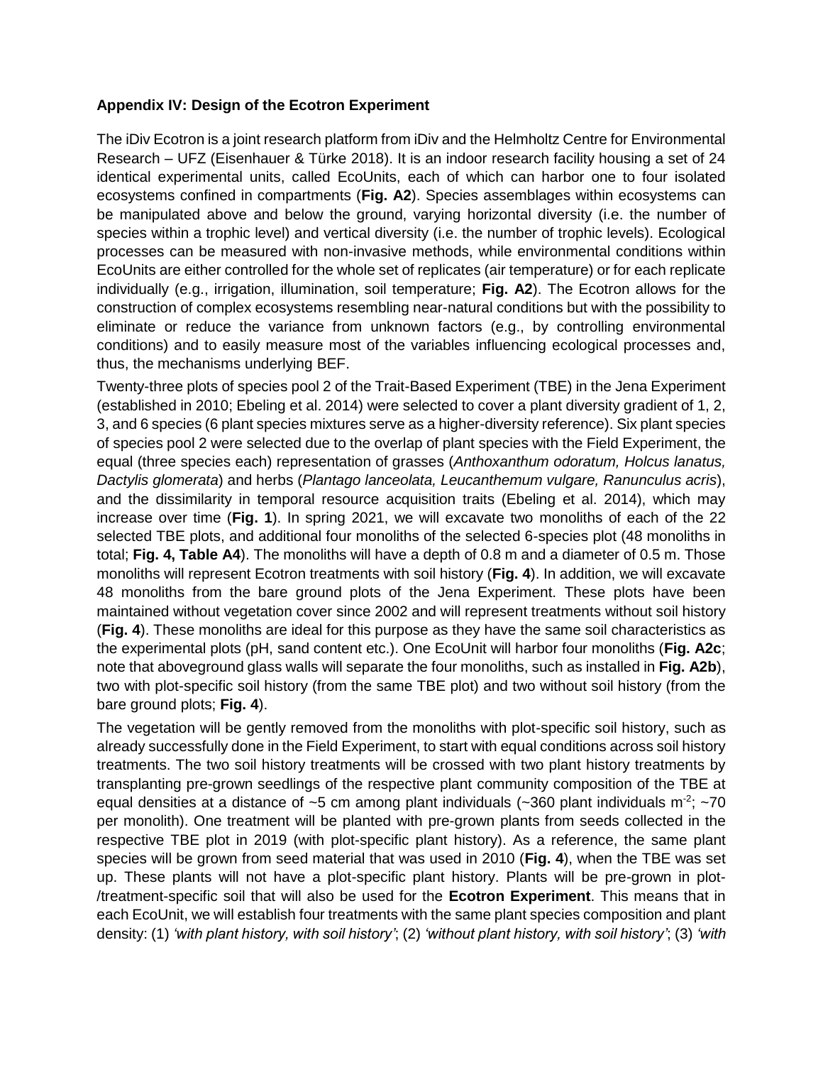**Appendix IV: Design of the Ecotron Experiment**

The iDiv Ecotron is a joint research platform from iDiv and the Helmholtz Centre for Environmental Research – UFZ (Eisenhauer & Türke 2018). It is an indoor research facility housing a set of 24 identical experimental units, called EcoUnits, each of which can harbor one to four isolated ecosystems confined in compartments (**Fig. A2**). Species assemblages within ecosystems can be manipulated above and below the ground, varying horizontal diversity (i.e. the number of species within a trophic level) and vertical diversity (i.e. the number of trophic levels). Ecological processes can be measured with non-invasive methods, while environmental conditions within EcoUnits are either controlled for the whole set of replicates (air temperature) or for each replicate individually (e.g., irrigation, illumination, soil temperature; **Fig. A2**). The Ecotron allows for the construction of complex ecosystems resembling near-natural conditions but with the possibility to eliminate or reduce the variance from unknown factors (e.g., by controlling environmental conditions) and to easily measure most of the variables influencing ecological processes and, thus, the mechanisms underlying BEF.

Twenty-three plots of species pool 2 of the Trait-Based Experiment (TBE) in the Jena Experiment (established in 2010; Ebeling et al. 2014) were selected to cover a plant diversity gradient of 1, 2, 3, and 6 species (6 plant species mixtures serve as a higher-diversity reference). Six plant species of species pool 2 were selected due to the overlap of plant species with the Field Experiment, the equal (three species each) representation of grasses (*Anthoxanthum odoratum, Holcus lanatus, Dactylis glomerata*) and herbs (*Plantago lanceolata, Leucanthemum vulgare, Ranunculus acris*), and the dissimilarity in temporal resource acquisition traits (Ebeling et al. 2014), which may increase over time (**Fig. 1**). In spring 2021, we will excavate two monoliths of each of the 22 selected TBE plots, and additional four monoliths of the selected 6-species plot (48 monoliths in total; **Fig. 4, Table A4**). The monoliths will have a depth of 0.8 m and a diameter of 0.5 m. Those monoliths will represent Ecotron treatments with soil history (**Fig. 4**). In addition, we will excavate 48 monoliths from the bare ground plots of the Jena Experiment. These plots have been maintained without vegetation cover since 2002 and will represent treatments without soil history (**Fig. 4**). These monoliths are ideal for this purpose as they have the same soil characteristics as the experimental plots (pH, sand content etc.). One EcoUnit will harbor four monoliths (**Fig. A2c**; note that aboveground glass walls will separate the four monoliths, such as installed in **Fig. A2b**), two with plot-specific soil history (from the same TBE plot) and two without soil history (from the bare ground plots; **Fig. 4**).

The vegetation will be gently removed from the monoliths with plot-specific soil history, such as already successfully done in the Field Experiment, to start with equal conditions across soil history treatments. The two soil history treatments will be crossed with two plant history treatments by transplanting pre-grown seedlings of the respective plant community composition of the TBE at equal densities at a distance of ~5 cm among plant individuals (~360 plant individuals $m^{-2}$; ~70 per monolith). One treatment will be planted with pre-grown plants from seeds collected in the respective TBE plot in 2019 (with plot-specific plant history). As a reference, the same plant species will be grown from seed material that was used in 2010 (**Fig. 4**), when the TBE was set up. These plants will not have a plot-specific plant history. Plants will be pre-grown in plot-/treatment-specific soil that will also be used for the **Ecotron Experiment**. This means that in each EcoUnit, we will establish four treatments with the same plant species composition and plant density: (1) *'with plant history, with soil history'*; (2) *'without plant history, with soil history'*; (3) *'with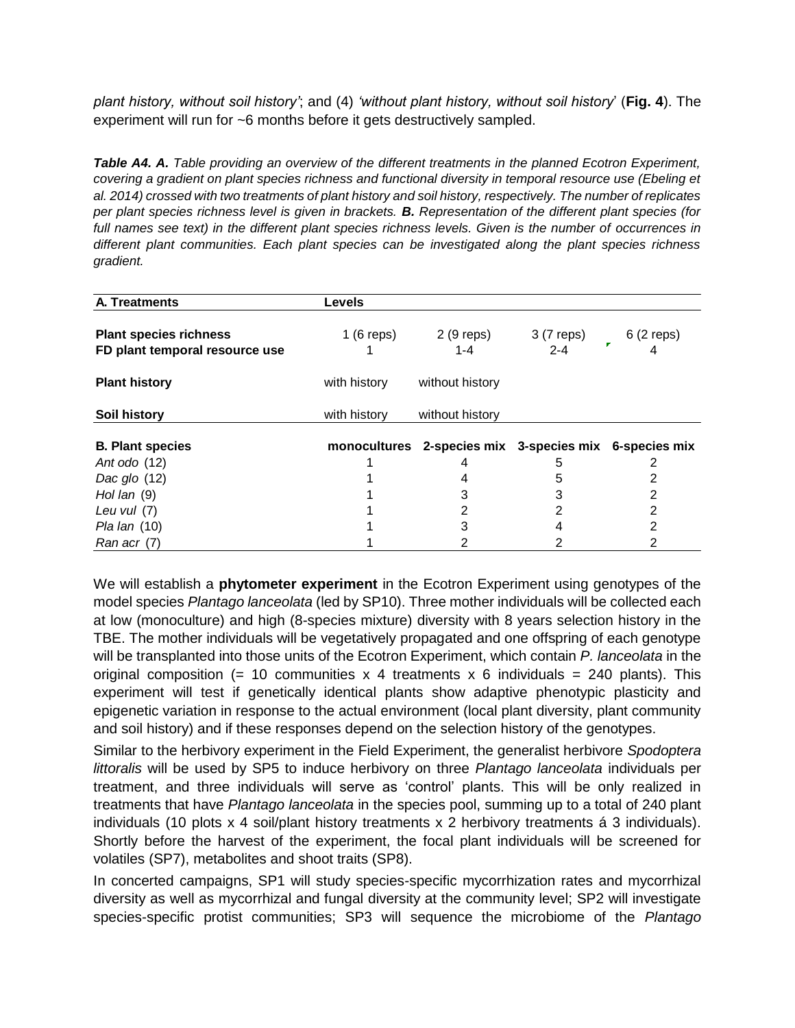*plant history, without soil history'*; and (4) *'without plant history, without soil history'* (**Fig. 4**). The experiment will run for ~6 months before it gets destructively sampled.

***Table A4. A.*** *Table providing an overview of the different treatments in the planned Ecotron Experiment, covering a gradient on plant species richness and functional diversity in temporal resource use (Ebeling et al. 2014) crossed with two treatments of plant history and soil history, respectively. The number of replicates per plant species richness level is given in brackets.* ***B.*** *Representation of the different plant species (for full names see text) in the different plant species richness levels. Given is the number of occurrences in different plant communities. Each plant species can be investigated along the plant species richness gradient.*

| **A. Treatments** | **Levels** | | | |
|---|---|---|---|---|
| **Plant species richness** | 1 (6 reps) | 2 (9 reps) | 3 (7 reps) | 6 (2 reps) |
| **FD plant temporal resource use** | 1 | 1-4 | 2-4 | 4 |
| **Plant history** | with history | without history | | |
| **Soil history** | with history | without history | | |
| **B. Plant species** | **monocultures** | **2-species mix** | **3-species mix** | **6-species mix** |
| *Ant odo* (12) | 1 | 4 | 5 | 2 |
| *Dac glo* (12) | 1 | 4 | 5 | 2 |
| *Hol lan* (9) | 1 | 3 | 3 | 2 |
| *Leu vul* (7) | 1 | 2 | 2 | 2 |
| *Pla lan* (10) | 1 | 3 | 4 | 2 |
| *Ran acr* (7) | 1 | 2 | 2 | 2 |

We will establish a **phytometer experiment** in the Ecotron Experiment using genotypes of the model species *Plantago lanceolata* (led by SP10). Three mother individuals will be collected each at low (monoculture) and high (8-species mixture) diversity with 8 years selection history in the TBE. The mother individuals will be vegetatively propagated and one offspring of each genotype will be transplanted into those units of the Ecotron Experiment, which contain *P. lanceolata* in the original composition (= 10 communities x 4 treatments x 6 individuals = 240 plants). This experiment will test if genetically identical plants show adaptive phenotypic plasticity and epigenetic variation in response to the actual environment (local plant diversity, plant community and soil history) and if these responses depend on the selection history of the genotypes.

Similar to the herbivory experiment in the Field Experiment, the generalist herbivore *Spodoptera littoralis* will be used by SP5 to induce herbivory on three *Plantago lanceolata* individuals per treatment, and three individuals will serve as 'control' plants. This will be only realized in treatments that have *Plantago lanceolata* in the species pool, summing up to a total of 240 plant individuals (10 plots x 4 soil/plant history treatments x 2 herbivory treatments á 3 individuals). Shortly before the harvest of the experiment, the focal plant individuals will be screened for volatiles (SP7), metabolites and shoot traits (SP8).

In concerted campaigns, SP1 will study species-specific mycorrhization rates and mycorrhizal diversity as well as mycorrhizal and fungal diversity at the community level; SP2 will investigate species-specific protist communities; SP3 will sequence the microbiome of the *Plantago*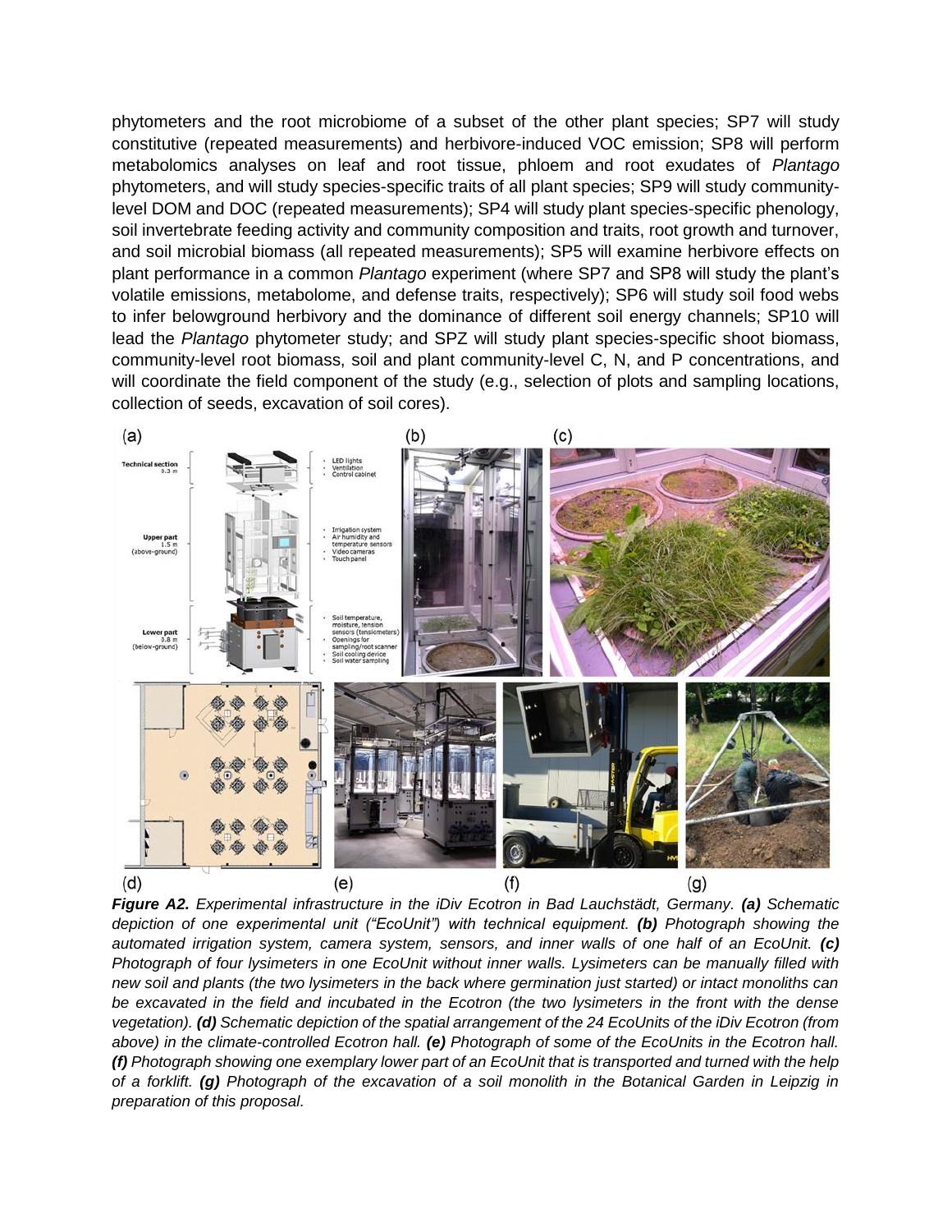phytometers and the root microbiome of a subset of the other plant species; SP7 will study constitutive (repeated measurements) and herbivore-induced VOC emission; SP8 will perform metabolomics analyses on leaf and root tissue, phloem and root exudates of *Plantago* phytometers, and will study species-specific traits of all plant species; SP9 will study community-level DOM and DOC (repeated measurements); SP4 will study plant species-specific phenology, soil invertebrate feeding activity and community composition and traits, root growth and turnover, and soil microbial biomass (all repeated measurements); SP5 will examine herbivore effects on plant performance in a common *Plantago* experiment (where SP7 and SP8 will study the plant's volatile emissions, metabolome, and defense traits, respectively); SP6 will study soil food webs to infer belowground herbivory and the dominance of different soil energy channels; SP10 will lead the *Plantago* phytometer study; and SPZ will study plant species-specific shoot biomass, community-level root biomass, soil and plant community-level C, N, and P concentrations, and will coordinate the field component of the study (e.g., selection of plots and sampling locations, collection of seeds, excavation of soil cores).

***Figure A2.*** *Experimental infrastructure in the iDiv Ecotron in Bad Lauchstädt, Germany.* ***(a)*** *Schematic depiction of one experimental unit ("EcoUnit") with technical equipment.* ***(b)*** *Photograph showing the automated irrigation system, camera system, sensors, and inner walls of one half of an EcoUnit.* ***(c)*** *Photograph of four lysimeters in one EcoUnit without inner walls. Lysimeters can be manually filled with new soil and plants (the two lysimeters in the back where germination just started) or intact monoliths can be excavated in the field and incubated in the Ecotron (the two lysimeters in the front with the dense vegetation).* ***(d)*** *Schematic depiction of the spatial arrangement of the 24 EcoUnits of the iDiv Ecotron (from above) in the climate-controlled Ecotron hall.* ***(e)*** *Photograph of some of the EcoUnits in the Ecotron hall.* ***(f)*** *Photograph showing one exemplary lower part of an EcoUnit that is transported and turned with the help of a forklift.* ***(g)*** *Photograph of the excavation of a soil monolith in the Botanical Garden in Leipzig in preparation of this proposal.*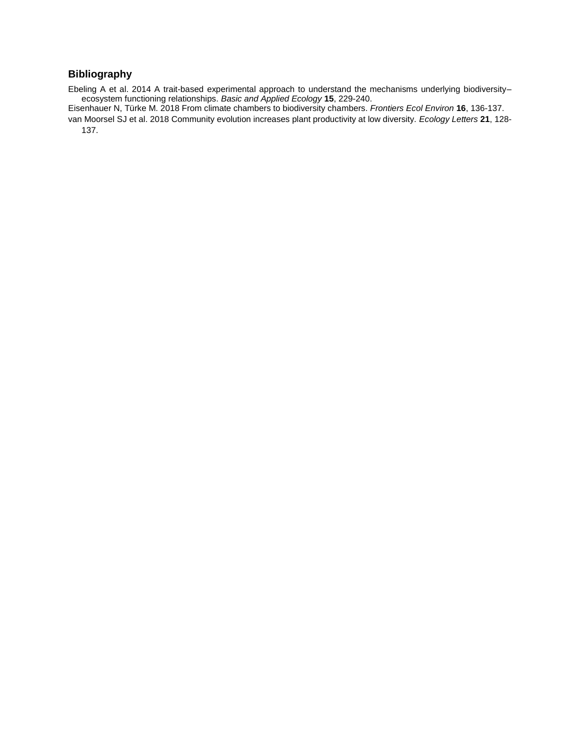## Bibliography

Ebeling A et al. 2014 A trait-based experimental approach to understand the mechanisms underlying biodiversity–ecosystem functioning relationships. *Basic and Applied Ecology* **15**, 229-240.

Eisenhauer N, Türke M. 2018 From climate chambers to biodiversity chambers. *Frontiers Ecol Environ* **16**, 136-137.

van Moorsel SJ et al. 2018 Community evolution increases plant productivity at low diversity. *Ecology Letters* **21**, 128-137.